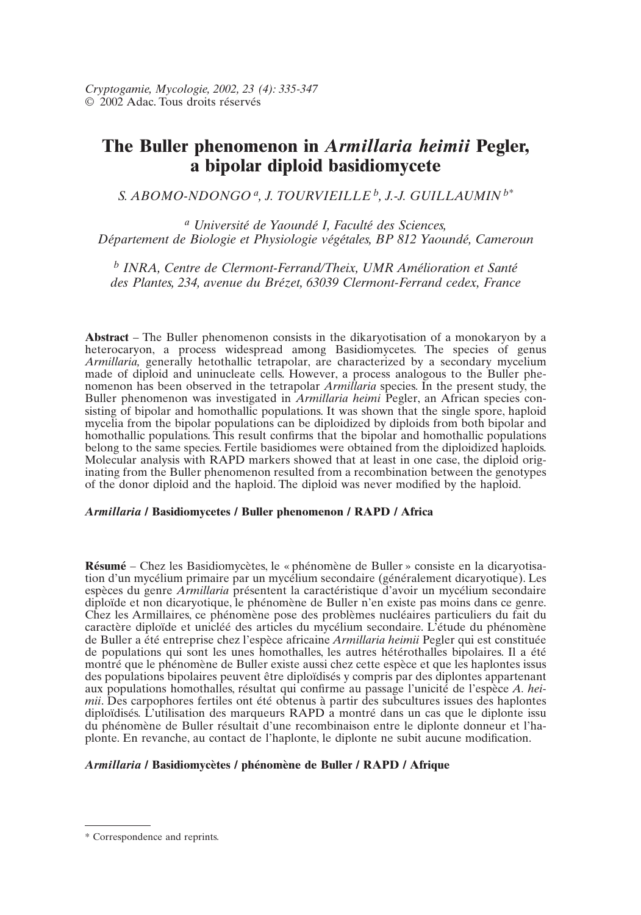# The Buller phenomenon in *Armillaria heimii* Pegler, a bipolar diploid basidiomycete

*S. ABOMO-NDONGO* [a], *J. TOURVIEILLE* [b], *J.-J. GUILLAUMIN* [b*]

[a] *Université de Yaoundé I, Faculté des Sciences, Département de Biologie et Physiologie végétales, BP 812 Yaoundé, Cameroun*

[b] *INRA, Centre de Clermont-Ferrand/Theix, UMR Amélioration et Santé des Plantes, 234, avenue du Brézet, 63039 Clermont-Ferrand cedex, France*

**Abstract** – The Buller phenomenon consists in the dikaryotisation of a monokaryon by a heterocaryon, a process widespread among Basidiomycetes. The species of genus *Armillaria,* generally hetothallic tetrapolar, are characterized by a secondary mycelium made of diploid and uninucleate cells. However, a process analogous to the Buller phenomenon has been observed in the tetrapolar *Armillaria* species. In the present study, the Buller phenomenon was investigated in *Armillaria heimi* Pegler, an African species consisting of bipolar and homothallic populations. It was shown that the single spore, haploid mycelia from the bipolar populations can be diploidized by diploids from both bipolar and homothallic populations. This result confirms that the bipolar and homothallic populations belong to the same species. Fertile basidiomes were obtained from the diploidized haploids. Molecular analysis with RAPD markers showed that at least in one case, the diploid originating from the Buller phenomenon resulted from a recombination between the genotypes of the donor diploid and the haploid. The diploid was never modified by the haploid.

***Armillaria* / Basidiomycetes / Buller phenomenon / RAPD / Africa**

**Résumé** – Chez les Basidiomycètes, le « phénomène de Buller » consiste en la dicaryotisation d'un mycélium primaire par un mycélium secondaire (généralement dicaryotique). Les espèces du genre *Armillaria* présentent la caractéristique d'avoir un mycélium secondaire diploïde et non dicaryotique, le phénomène de Buller n'en existe pas moins dans ce genre. Chez les Armillaires, ce phénomène pose des problèmes nucléaires particuliers du fait du caractère diploïde et unicléé des articles du mycélium secondaire. L'étude du phénomène de Buller a été entreprise chez l'espèce africaine *Armillaria heimii* Pegler qui est constituée de populations qui sont les unes homothalles, les autres hétérothalles bipolaires. Il a été montré que le phénomène de Buller existe aussi chez cette espèce et que les haplontes issus des populations bipolaires peuvent être diploïdisés y compris par des diplontes appartenant aux populations homothalles, résultat qui confirme au passage l'unicité de l'espèce *A. heimii*. Des carpophores fertiles ont été obtenus à partir des subcultures issues des haplontes diploïdisés. L'utilisation des marqueurs RAPD a montré dans un cas que le diplonte issu du phénomène de Buller résultait d'une recombinaison entre le diplonte donneur et l'haplonte. En revanche, au contact de l'haplonte, le diplonte ne subit aucune modification.

***Armillaria* / Basidiomycètes / phénomène de Buller / RAPD / Afrique**

---

\* Correspondence and reprints.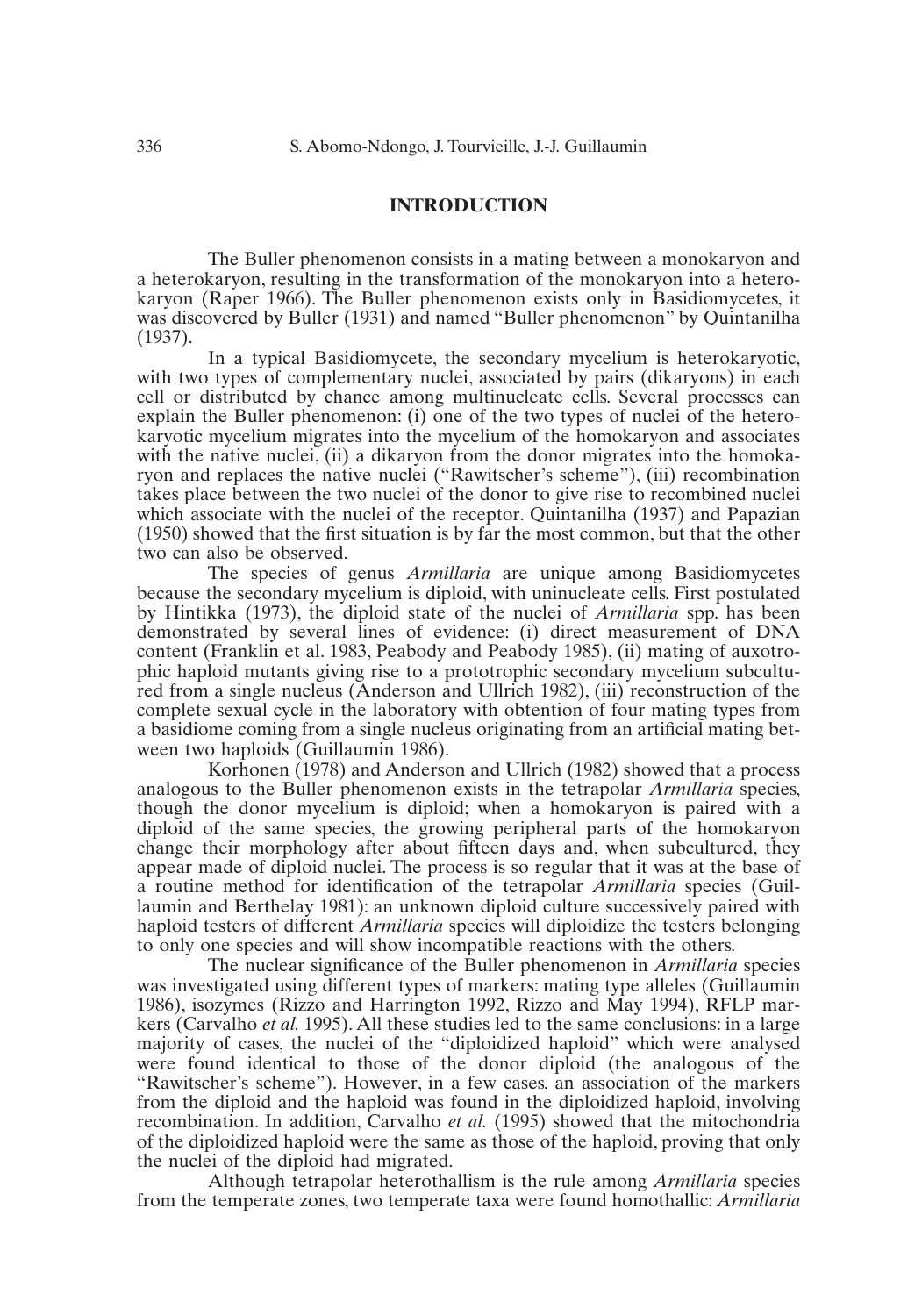## INTRODUCTION

The Buller phenomenon consists in a mating between a monokaryon and a heterokaryon, resulting in the transformation of the monokaryon into a heterokaryon (Raper 1966). The Buller phenomenon exists only in Basidiomycetes, it was discovered by Buller (1931) and named "Buller phenomenon" by Quintanilha (1937).

In a typical Basidiomycete, the secondary mycelium is heterokaryotic, with two types of complementary nuclei, associated by pairs (dikaryons) in each cell or distributed by chance among multinucleate cells. Several processes can explain the Buller phenomenon: (i) one of the two types of nuclei of the heterokaryotic mycelium migrates into the mycelium of the homokaryon and associates with the native nuclei, (ii) a dikaryon from the donor migrates into the homokaryon and replaces the native nuclei ("Rawitscher's scheme"), (iii) recombination takes place between the two nuclei of the donor to give rise to recombined nuclei which associate with the nuclei of the receptor. Quintanilha (1937) and Papazian (1950) showed that the first situation is by far the most common, but that the other two can also be observed.

The species of genus *Armillaria* are unique among Basidiomycetes because the secondary mycelium is diploid, with uninucleate cells. First postulated by Hintikka (1973), the diploid state of the nuclei of *Armillaria* spp. has been demonstrated by several lines of evidence: (i) direct measurement of DNA content (Franklin et al. 1983, Peabody and Peabody 1985), (ii) mating of auxotrophic haploid mutants giving rise to a prototrophic secondary mycelium subcultured from a single nucleus (Anderson and Ullrich 1982), (iii) reconstruction of the complete sexual cycle in the laboratory with obtention of four mating types from a basidiome coming from a single nucleus originating from an artificial mating between two haploids (Guillaumin 1986).

Korhonen (1978) and Anderson and Ullrich (1982) showed that a process analogous to the Buller phenomenon exists in the tetrapolar *Armillaria* species, though the donor mycelium is diploid; when a homokaryon is paired with a diploid of the same species, the growing peripheral parts of the homokaryon change their morphology after about fifteen days and, when subcultured, they appear made of diploid nuclei. The process is so regular that it was at the base of a routine method for identification of the tetrapolar *Armillaria* species (Guillaumin and Berthelay 1981): an unknown diploid culture successively paired with haploid testers of different *Armillaria* species will diploidize the testers belonging to only one species and will show incompatible reactions with the others.

The nuclear significance of the Buller phenomenon in *Armillaria* species was investigated using different types of markers: mating type alleles (Guillaumin 1986), isozymes (Rizzo and Harrington 1992, Rizzo and May 1994), RFLP markers (Carvalho *et al.* 1995). All these studies led to the same conclusions: in a large majority of cases, the nuclei of the "diploidized haploid" which were analysed were found identical to those of the donor diploid (the analogous of the "Rawitscher's scheme"). However, in a few cases, an association of the markers from the diploid and the haploid was found in the diploidized haploid, involving recombination. In addition, Carvalho *et al.* (1995) showed that the mitochondria of the diploidized haploid were the same as those of the haploid, proving that only the nuclei of the diploid had migrated.

Although tetrapolar heterothallism is the rule among *Armillaria* species from the temperate zones, two temperate taxa were found homothallic: *Armillaria*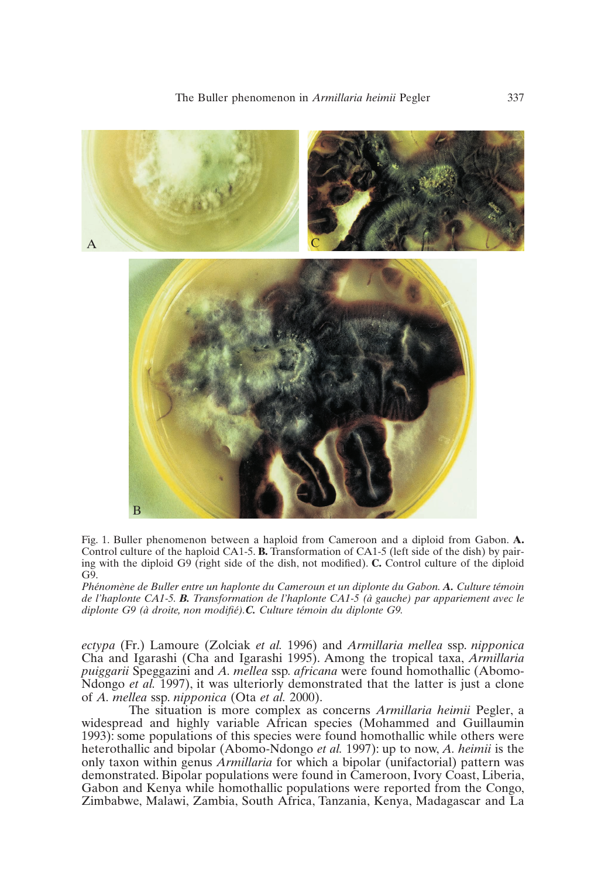Fig. 1. Buller phenomenon between a haploid from Cameroon and a diploid from Gabon. **A.** Control culture of the haploid CA1-5. **B.** Transformation of CA1-5 (left side of the dish) by pairing with the diploid G9 (right side of the dish, not modified). **C.** Control culture of the diploid G9.

*Phénomène de Buller entre un haplonte du Cameroun et un diplonte du Gabon.* ***A.*** *Culture témoin de l'haplonte CA1-5.* ***B.*** *Transformation de l'haplonte CA1-5 (à gauche) par appariement avec le diplonte G9 (à droite, non modifié).* ***C.*** *Culture témoin du diplonte G9.*

*ectypa* (Fr.) Lamoure (Zolciak *et al.* 1996) and *Armillaria mellea* ssp. *nipponica* Cha and Igarashi (Cha and Igarashi 1995). Among the tropical taxa, *Armillaria puiggarii* Speggazini and *A. mellea* ssp. *africana* were found homothallic (Abomo-Ndongo *et al.* 1997), it was ulteriorly demonstrated that the latter is just a clone of *A. mellea* ssp. *nipponica* (Ota *et al.* 2000).

The situation is more complex as concerns *Armillaria heimii* Pegler, a widespread and highly variable African species (Mohammed and Guillaumin 1993): some populations of this species were found homothallic while others were heterothallic and bipolar (Abomo-Ndongo *et al.* 1997): up to now, *A. heimii* is the only taxon within genus *Armillaria* for which a bipolar (unifactorial) pattern was demonstrated. Bipolar populations were found in Cameroon, Ivory Coast, Liberia, Gabon and Kenya while homothallic populations were reported from the Congo, Zimbabwe, Malawi, Zambia, South Africa, Tanzania, Kenya, Madagascar and La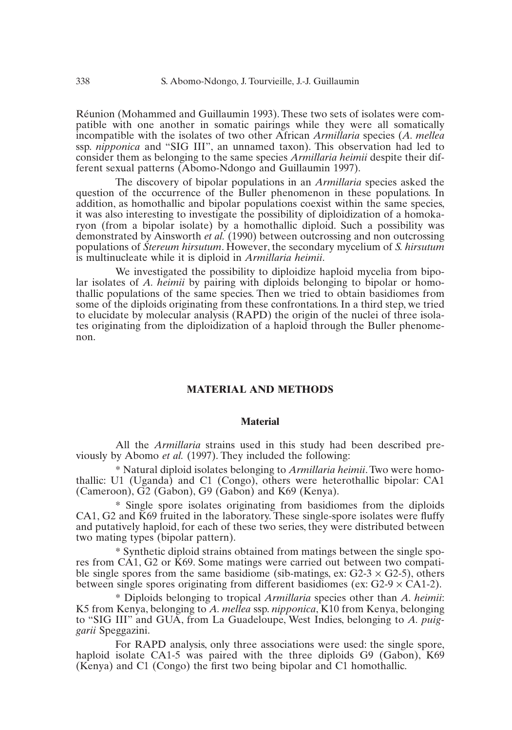Réunion (Mohammed and Guillaumin 1993). These two sets of isolates were compatible with one another in somatic pairings while they were all somatically incompatible with the isolates of two other African *Armillaria* species (*A. mellea* ssp. *nipponica* and "SIG III", an unnamed taxon). This observation had led to consider them as belonging to the same species *Armillaria heimii* despite their different sexual patterns (Abomo-Ndongo and Guillaumin 1997).

The discovery of bipolar populations in an *Armillaria* species asked the question of the occurrence of the Buller phenomenon in these populations. In addition, as homothallic and bipolar populations coexist within the same species, it was also interesting to investigate the possibility of diploidization of a homokaryon (from a bipolar isolate) by a homothallic diploid. Such a possibility was demonstrated by Ainsworth *et al.* (1990) between outcrossing and non outcrossing populations of *Stereum hirsutum*. However, the secondary mycelium of *S. hirsutum* is multinucleate while it is diploid in *Armillaria heimii*.

We investigated the possibility to diploidize haploid mycelia from bipolar isolates of *A. heimii* by pairing with diploids belonging to bipolar or homothallic populations of the same species. Then we tried to obtain basidiomes from some of the diploids originating from these confrontations. In a third step, we tried to elucidate by molecular analysis (RAPD) the origin of the nuclei of three isolates originating from the diploidization of a haploid through the Buller phenomenon.

## MATERIAL AND METHODS

### Material

All the *Armillaria* strains used in this study had been described previously by Abomo *et al.* (1997). They included the following:

* Natural diploid isolates belonging to *Armillaria heimii*. Two were homothallic: U1 (Uganda) and C1 (Congo), others were heterothallic bipolar: CA1 (Cameroon), G2 (Gabon), G9 (Gabon) and K69 (Kenya).

* Single spore isolates originating from basidiomes from the diploids CA1, G2 and K69 fruited in the laboratory. These single-spore isolates were fluffy and putatively haploid, for each of these two series, they were distributed between two mating types (bipolar pattern).

* Synthetic diploid strains obtained from matings between the single spores from CA1, G2 or K69. Some matings were carried out between two compatible single spores from the same basidiome (sib-matings, ex: G2-3 × G2-5), others between single spores originating from different basidiomes (ex: G2-9 × CA1-2).

* Diploids belonging to tropical *Armillaria* species other than *A. heimii*: K5 from Kenya, belonging to *A. mellea* ssp. *nipponica*, K10 from Kenya, belonging to "SIG III" and GUA, from La Guadeloupe, West Indies, belonging to *A. puiggarii* Speggazini.

For RAPD analysis, only three associations were used: the single spore, haploid isolate CA1-5 was paired with the three diploids G9 (Gabon), K69 (Kenya) and C1 (Congo) the first two being bipolar and C1 homothallic.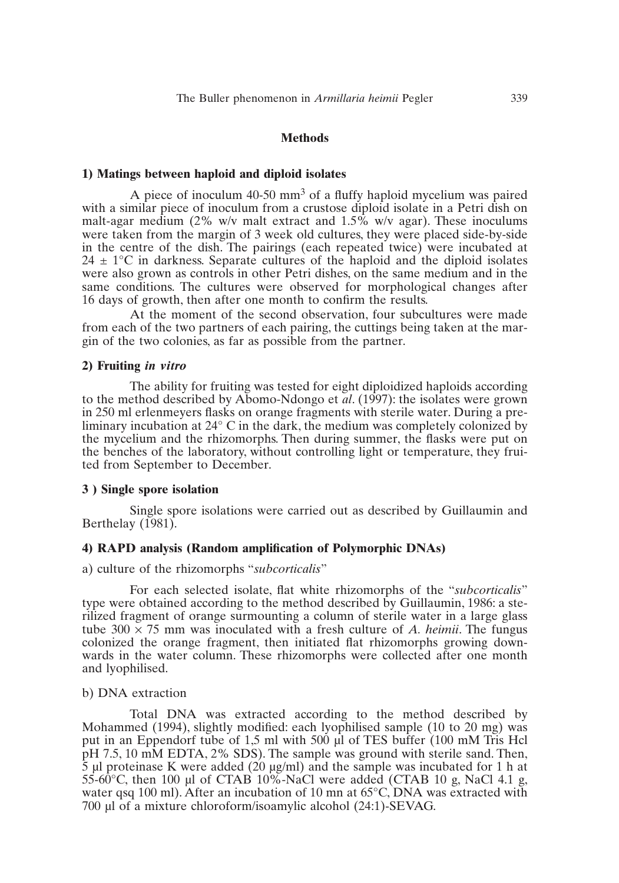## Methods

### 1) Matings between haploid and diploid isolates

A piece of inoculum 40-50 mm$^3$ of a fluffy haploid mycelium was paired with a similar piece of inoculum from a crustose diploid isolate in a Petri dish on malt-agar medium (2% w/v malt extract and 1.5% w/v agar). These inoculums were taken from the margin of 3 week old cultures, they were placed side-by-side in the centre of the dish. The pairings (each repeated twice) were incubated at $24 \pm 1°C$ in darkness. Separate cultures of the haploid and the diploid isolates were also grown as controls in other Petri dishes, on the same medium and in the same conditions. The cultures were observed for morphological changes after 16 days of growth, then after one month to confirm the results.

At the moment of the second observation, four subcultures were made from each of the two partners of each pairing, the cuttings being taken at the margin of the two colonies, as far as possible from the partner.

### 2) Fruiting *in vitro*

The ability for fruiting was tested for eight diploidized haploids according to the method described by Abomo-Ndongo et *al*. (1997): the isolates were grown in 250 ml erlenmeyers flasks on orange fragments with sterile water. During a preliminary incubation at 24° C in the dark, the medium was completely colonized by the mycelium and the rhizomorphs. Then during summer, the flasks were put on the benches of the laboratory, without controlling light or temperature, they fruited from September to December.

### 3 ) Single spore isolation

Single spore isolations were carried out as described by Guillaumin and Berthelay (1981).

### 4) RAPD analysis (Random amplification of Polymorphic DNAs)

a) culture of the rhizomorphs "*subcorticalis*"

For each selected isolate, flat white rhizomorphs of the "*subcorticalis*" type were obtained according to the method described by Guillaumin, 1986: a sterilized fragment of orange surmounting a column of sterile water in a large glass tube 300 × 75 mm was inoculated with a fresh culture of *A. heimii*. The fungus colonized the orange fragment, then initiated flat rhizomorphs growing downwards in the water column. These rhizomorphs were collected after one month and lyophilised.

b) DNA extraction

Total DNA was extracted according to the method described by Mohammed (1994), slightly modified: each lyophilised sample (10 to 20 mg) was put in an Eppendorf tube of 1,5 ml with 500 µl of TES buffer (100 mM Tris Hcl pH 7.5, 10 mM EDTA, 2% SDS). The sample was ground with sterile sand. Then, 5 µl proteinase K were added (20 µg/ml) and the sample was incubated for 1 h at 55-60°C, then 100 µl of CTAB 10%-NaCl were added (CTAB 10 g, NaCl 4.1 g, water qsq 100 ml). After an incubation of 10 mn at 65°C, DNA was extracted with 700 µl of a mixture chloroform/isoamylic alcohol (24:1)-SEVAG.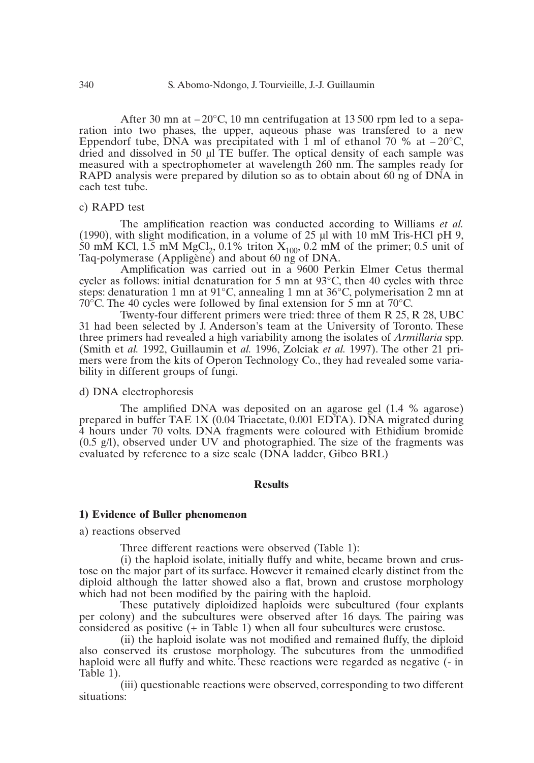After 30 mn at $-20°C$, 10 mn centrifugation at 13 500 rpm led to a separation into two phases, the upper, aqueous phase was transfered to a new Eppendorf tube, DNA was precipitated with 1 ml of ethanol 70 % at $-20°C$, dried and dissolved in 50 µl TE buffer. The optical density of each sample was measured with a spectrophometer at wavelength 260 nm. The samples ready for RAPD analysis were prepared by dilution so as to obtain about 60 ng of DNA in each test tube.

c) RAPD test

The amplification reaction was conducted according to Williams *et al.* (1990), with slight modification, in a volume of 25 µl with 10 mM Tris-HCl pH 9, 50 mM KCl, 1.5 mM $MgCl_2$, 0.1% triton $X_{100}$, 0.2 mM of the primer; 0.5 unit of Taq-polymerase (Appligène) and about 60 ng of DNA.

Amplification was carried out in a 9600 Perkin Elmer Cetus thermal cycler as follows: initial denaturation for 5 mn at 93°C, then 40 cycles with three steps: denaturation 1 mn at 91°C, annealing 1 mn at 36°C, polymerisation 2 mn at 70°C. The 40 cycles were followed by final extension for 5 mn at 70°C.

Twenty-four different primers were tried: three of them R 25, R 28, UBC 31 had been selected by J. Anderson's team at the University of Toronto. These three primers had revealed a high variability among the isolates of *Armillaria* spp. (Smith et *al.* 1992, Guillaumin et *al.* 1996, Zolciak *et al.* 1997). The other 21 primers were from the kits of Operon Technology Co., they had revealed some variability in different groups of fungi.

d) DNA electrophoresis

The amplified DNA was deposited on an agarose gel (1.4 % agarose) prepared in buffer TAE 1X (0.04 Triacetate, 0.001 EDTA). DNA migrated during 4 hours under 70 volts. DNA fragments were coloured with Ethidium bromide (0.5 g/l), observed under UV and photographied. The size of the fragments was evaluated by reference to a size scale (DNA ladder, Gibco BRL)

## Results

### 1) Evidence of Buller phenomenon

a) reactions observed

Three different reactions were observed (Table 1):

(i) the haploid isolate, initially fluffy and white, became brown and crustose on the major part of its surface. However it remained clearly distinct from the diploid although the latter showed also a flat, brown and crustose morphology which had not been modified by the pairing with the haploid.

These putatively diploidized haploids were subcultured (four explants per colony) and the subcultures were observed after 16 days. The pairing was considered as positive (+ in Table 1) when all four subcultures were crustose.

(ii) the haploid isolate was not modified and remained fluffy, the diploid also conserved its crustose morphology. The subcutures from the unmodified haploid were all fluffy and white. These reactions were regarded as negative (- in Table 1).

(iii) questionable reactions were observed, corresponding to two different situations: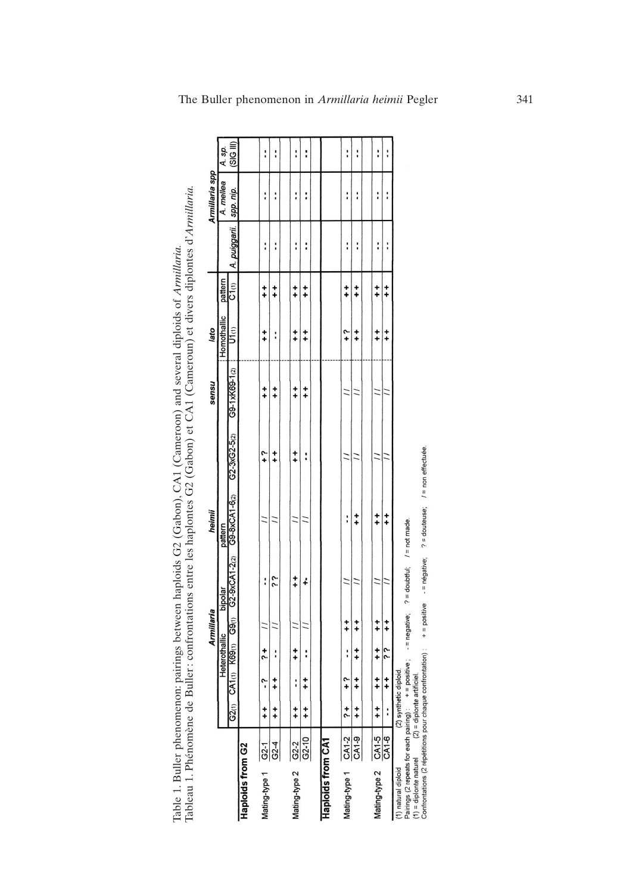Table 1. Buller phenomenon: pairings between haploids G2 (Gabon), CA1 (Cameroon) and several diploids of *Armillaria*.
Tableau 1. Phénomène de Buller : confrontations entre les haplontes G2 (Gabon) et CA1 (Cameroun) et divers diplontes d'*Armillaria*.

| | | *Armillaria heimii sensu lato* | | | | | | | | | | *Armillaria spp* | | |
|---|---|---|---|---|---|---|---|---|---|---|---|---|---|---|
| | | Heterothallic bipolar pattern | | | | | | | | Homothallic pattern | | | | |
| | | G2(1) | CA1(1) | K69(1) | G9(1) | G2-9xCA1-2(2) | G9-8xCA1-6(2) | G2-3xG2-5(2) | G9-1xK69-1(2) | U1(1) | C1(1) | *A. puiggarii* | *A. mellea spp. nip.* | *A. sp.* (SIG III) |
| **Haploids from G2** | | | | | | | | | | | | | | |
| Mating-type 1 | G2-1 | ++ | -? | ?+ | // | -- | // | +? | ++ | ++ | ++ | -- | -- | -- |
| | G2-4 | ++ | ++ | -- | // | ?? | // | ++ | ++ | -- | ++ | -- | -- | -- |
| Mating-type 2 | G2-2 | ++ | -- | ++ | // | ++ | // | ++ | ++ | ++ | ++ | -- | -- | -- |
| | G2-10 | ++ | ++ | -- | // | +- | // | -- | ++ | ++ | ++ | -- | -- | -- |
| **Haploids from CA1** | | | | | | | | | | | | | | |
| Mating-type 1 | CA1-2 | ?+ | +? | -- | ++ | // | -- | // | // | +? | ++ | -- | -- | -- |
| | CA1-9 | ++ | ++ | ++ | ++ | // | ++ | // | // | ++ | ++ | -- | -- | -- |
| Mating-type 2 | CA1-5 | ++ | ++ | ++ | ++ | // | ++ | // | // | ++ | ++ | -- | -- | -- |
| | CA1-6 | -- | ++ | ?? | ++ | // | ++ | // | // | ++ | ++ | -- | -- | -- |

(1) natural diploid (2) synthetic diploid.
Pairings (2 repeats for each pairing) : + = positive ; - = negative; ? = doubtful; / = not made.
(1) = diplonte naturel (2) = diplonte artificiel.
Confrontations (2 répétitions pour chaque confrontation) : + = positive - = négative; ? = douteuse; / = non effectuée.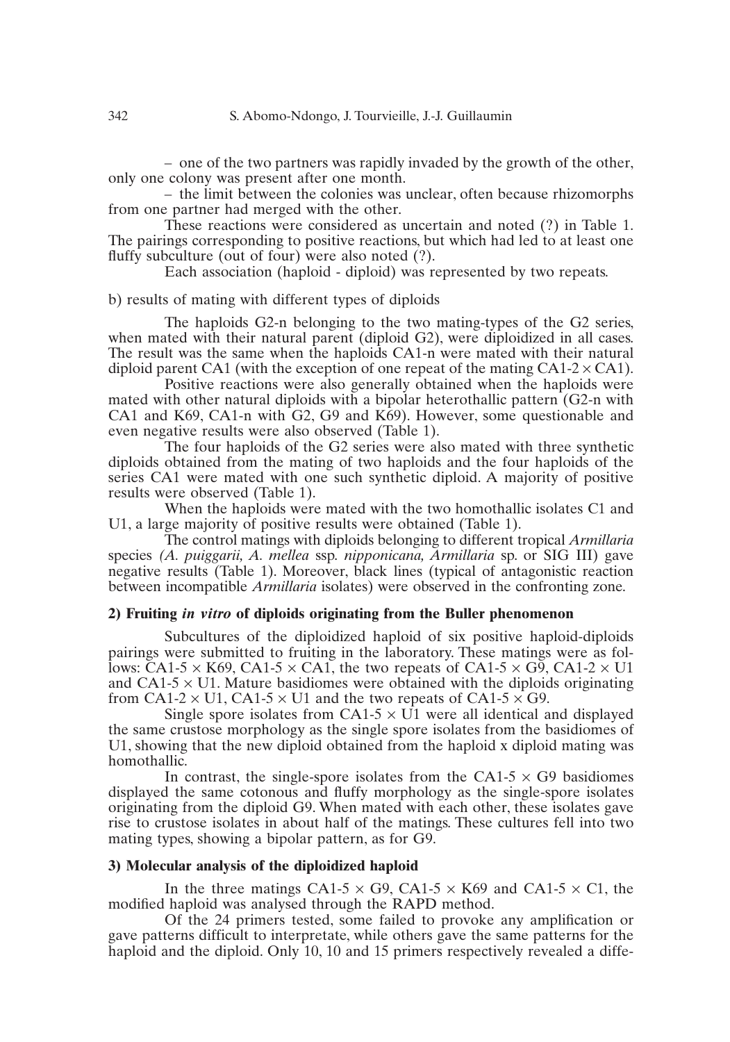– one of the two partners was rapidly invaded by the growth of the other, only one colony was present after one month.

– the limit between the colonies was unclear, often because rhizomorphs from one partner had merged with the other.

These reactions were considered as uncertain and noted (?) in Table 1. The pairings corresponding to positive reactions, but which had led to at least one fluffy subculture (out of four) were also noted (?).

Each association (haploid - diploid) was represented by two repeats.

b) results of mating with different types of diploids

The haploids G2-n belonging to the two mating-types of the G2 series, when mated with their natural parent (diploid G2), were diploidized in all cases. The result was the same when the haploids CA1-n were mated with their natural diploid parent CA1 (with the exception of one repeat of the mating CA1-2 × CA1).

Positive reactions were also generally obtained when the haploids were mated with other natural diploids with a bipolar heterothallic pattern (G2-n with CA1 and K69, CA1-n with G2, G9 and K69). However, some questionable and even negative results were also observed (Table 1).

The four haploids of the G2 series were also mated with three synthetic diploids obtained from the mating of two haploids and the four haploids of the series CA1 were mated with one such synthetic diploid. A majority of positive results were observed (Table 1).

When the haploids were mated with the two homothallic isolates C1 and U1, a large majority of positive results were obtained (Table 1).

The control matings with diploids belonging to different tropical *Armillaria* species *(A. puiggarii, A. mellea* ssp. *nipponicana, Armillaria* sp. or SIG III) gave negative results (Table 1). Moreover, black lines (typical of antagonistic reaction between incompatible *Armillaria* isolates) were observed in the confronting zone.

### 2) Fruiting *in vitro* of diploids originating from the Buller phenomenon

Subcultures of the diploidized haploid of six positive haploid-diploids pairings were submitted to fruiting in the laboratory. These matings were as follows: CA1-5 × K69, CA1-5 × CA1, the two repeats of CA1-5 × G9, CA1-2 × U1 and CA1-5 × U1. Mature basidiomes were obtained with the diploids originating from CA1-2 × U1, CA1-5 × U1 and the two repeats of CA1-5 × G9.

Single spore isolates from CA1-5 × U1 were all identical and displayed the same crustose morphology as the single spore isolates from the basidiomes of U1, showing that the new diploid obtained from the haploid x diploid mating was homothallic.

In contrast, the single-spore isolates from the CA1-5 × G9 basidiomes displayed the same cotonous and fluffy morphology as the single-spore isolates originating from the diploid G9. When mated with each other, these isolates gave rise to crustose isolates in about half of the matings. These cultures fell into two mating types, showing a bipolar pattern, as for G9.

### 3) Molecular analysis of the diploidized haploid

In the three matings CA1-5 × G9, CA1-5 × K69 and CA1-5 × C1, the modified haploid was analysed through the RAPD method.

Of the 24 primers tested, some failed to provoke any amplification or gave patterns difficult to interpretate, while others gave the same patterns for the haploid and the diploid. Only 10, 10 and 15 primers respectively revealed a diffe-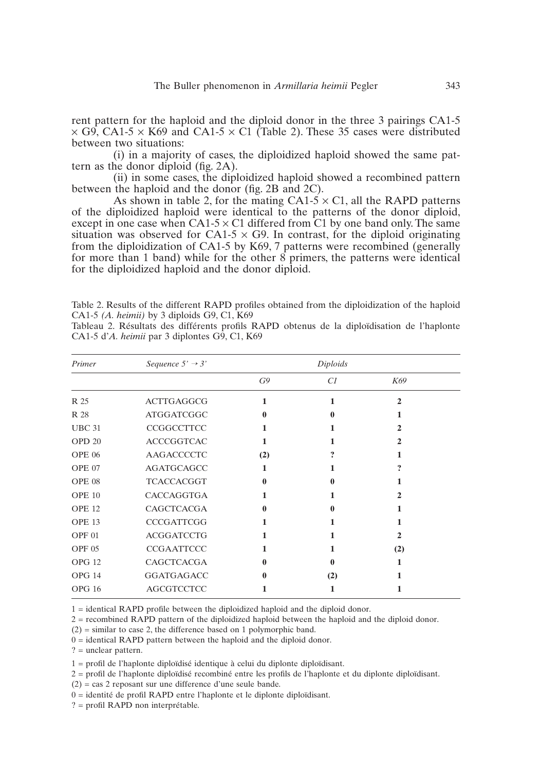rent pattern for the haploid and the diploid donor in the three 3 pairings CA1-5 × G9, CA1-5 × K69 and CA1-5 × C1 (Table 2). These 35 cases were distributed between two situations:

(i) in a majority of cases, the diploidized haploid showed the same pattern as the donor diploid (fig. 2A).

(ii) in some cases, the diploidized haploid showed a recombined pattern between the haploid and the donor (fig. 2B and 2C).

As shown in table 2, for the mating CA1-5 × C1, all the RAPD patterns of the diploidized haploid were identical to the patterns of the donor diploid, except in one case when CA1-5 × C1 differed from C1 by one band only. The same situation was observed for CA1-5 × G9. In contrast, for the diploid originating from the diploidization of CA1-5 by K69, 7 patterns were recombined (generally for more than 1 band) while for the other 8 primers, the patterns were identical for the diploidized haploid and the donor diploid.

Table 2. Results of the different RAPD profiles obtained from the diploidization of the haploid CA1-5 *(A. heimii)* by 3 diploids G9, C1, K69

Tableau 2. Résultats des différents profils RAPD obtenus de la diploïdisation de l'haplonte CA1-5 d'*A. heimii* par 3 diplontes G9, C1, K69

| *Primer* | *Sequence 5' → 3'* | *Diploids* | | |
|---|---|---|---|---|
| | | *G9* | *C1* | *K69* |
| R 25 | ACTTGAGGCG | **1** | **1** | **2** |
| R 28 | ATGGATCGGC | **0** | **0** | **1** |
| UBC 31 | CCGGCCTTCC | **1** | **1** | **2** |
| OPD 20 | ACCCGGTCAC | **1** | **1** | **2** |
| OPE 06 | AAGACCCCTC | **(2)** | **?** | **1** |
| OPE 07 | AGATGCAGCC | **1** | **1** | **?** |
| OPE 08 | TCACCACGGT | **0** | **0** | **1** |
| OPE 10 | CACCAGGTGA | **1** | **1** | **2** |
| OPE 12 | CAGCTCACGA | **0** | **0** | **1** |
| OPE 13 | CCCGATTCGG | **1** | **1** | **1** |
| OPF 01 | ACGGATCCTG | **1** | **1** | **2** |
| OPF 05 | CCGAATTCCC | **1** | **1** | **(2)** |
| OPG 12 | CAGCTCACGA | **0** | **0** | **1** |
| OPG 14 | GGATGAGACC | **0** | **(2)** | **1** |
| OPG 16 | AGCGTCCTCC | **1** | **1** | **1** |

1 = identical RAPD profile between the diploidized haploid and the diploid donor.
2 = recombined RAPD pattern of the diploidized haploid between the haploid and the diploid donor.
(2) = similar to case 2, the difference based on 1 polymorphic band.
0 = identical RAPD pattern between the haploid and the diploid donor.
? = unclear pattern.

1 = profil de l'haplonte diploïdisé identique à celui du diplonte diploïdisant.
2 = profil de l'haplonte diploïdisé recombiné entre les profils de l'haplonte et du diplonte diploïdisant.
(2) = cas 2 reposant sur une difference d'une seule bande.
0 = identité de profil RAPD entre l'haplonte et le diplonte diploïdisant.
? = profil RAPD non interprétable.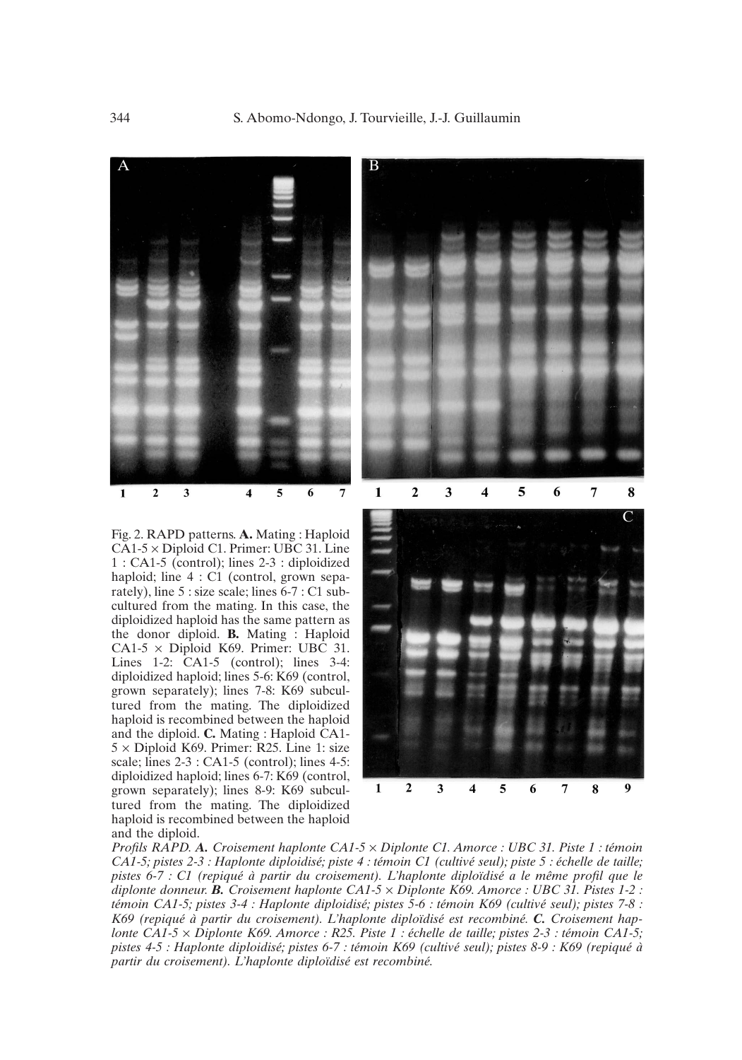Fig. 2. RAPD patterns. **A.** Mating : Haploid CA1-5 × Diploid C1. Primer: UBC 31. Line 1 : CA1-5 (control); lines 2-3 : diploidized haploid; line 4 : C1 (control, grown separately), line 5 : size scale; lines 6-7 : C1 subcultured from the mating. In this case, the diploidized haploid has the same pattern as the donor diploid. **B.** Mating : Haploid CA1-5 × Diploid K69. Primer: UBC 31. Lines 1-2: CA1-5 (control); lines 3-4: diploidized haploid; lines 5-6: K69 (control, grown separately); lines 7-8: K69 subcultured from the mating. The diploidized haploid is recombined between the haploid and the diploid. **C.** Mating : Haploid CA1-5 × Diploid K69. Primer: R25. Line 1: size scale; lines 2-3 : CA1-5 (control); lines 4-5: diploidized haploid; lines 6-7: K69 (control, grown separately); lines 8-9: K69 subcultured from the mating. The diploidized haploid is recombined between the haploid and the diploid.

*Profils RAPD.* ***A.*** *Croisement haplonte CA1-5 × Diplonte C1. Amorce : UBC 31. Piste 1 : témoin CA1-5; pistes 2-3 : Haplonte diploidisé; piste 4 : témoin C1 (cultivé seul); piste 5 : échelle de taille; pistes 6-7 : C1 (repiqué à partir du croisement). L'haplonte diploïdisé a le même profil que le diplonte donneur.* ***B.*** *Croisement haplonte CA1-5 × Diplonte K69. Amorce : UBC 31. Pistes 1-2 : témoin CA1-5; pistes 3-4 : Haplonte diploidisé; pistes 5-6 : témoin K69 (cultivé seul); pistes 7-8 : K69 (repiqué à partir du croisement). L'haplonte diploïdisé est recombiné.* ***C.*** *Croisement haplonte CA1-5 × Diplonte K69. Amorce : R25. Piste 1 : échelle de taille; pistes 2-3 : témoin CA1-5; pistes 4-5 : Haplonte diploidisé; pistes 6-7 : témoin K69 (cultivé seul); pistes 8-9 : K69 (repiqué à partir du croisement). L'haplonte diploïdisé est recombiné.*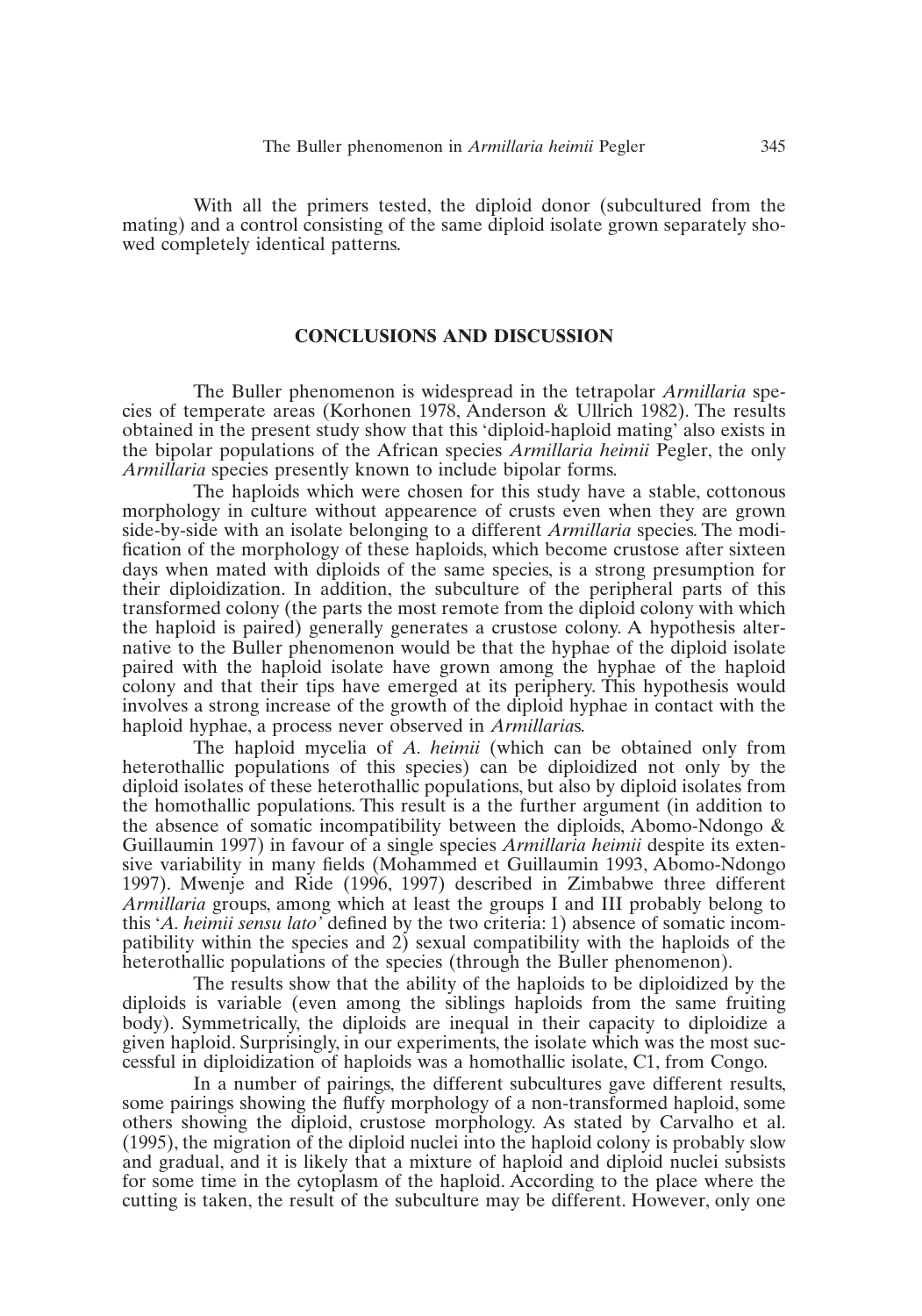With all the primers tested, the diploid donor (subcultured from the mating) and a control consisting of the same diploid isolate grown separately showed completely identical patterns.

## CONCLUSIONS AND DISCUSSION

The Buller phenomenon is widespread in the tetrapolar *Armillaria* species of temperate areas (Korhonen 1978, Anderson & Ullrich 1982). The results obtained in the present study show that this 'diploid-haploid mating' also exists in the bipolar populations of the African species *Armillaria heimii* Pegler, the only *Armillaria* species presently known to include bipolar forms.

The haploids which were chosen for this study have a stable, cottonous morphology in culture without appearence of crusts even when they are grown side-by-side with an isolate belonging to a different *Armillaria* species. The modification of the morphology of these haploids, which become crustose after sixteen days when mated with diploids of the same species, is a strong presumption for their diploidization. In addition, the subculture of the peripheral parts of this transformed colony (the parts the most remote from the diploid colony with which the haploid is paired) generally generates a crustose colony. A hypothesis alternative to the Buller phenomenon would be that the hyphae of the diploid isolate paired with the haploid isolate have grown among the hyphae of the haploid colony and that their tips have emerged at its periphery. This hypothesis would involves a strong increase of the growth of the diploid hyphae in contact with the haploid hyphae, a process never observed in *Armillaria*s.

The haploid mycelia of *A. heimii* (which can be obtained only from heterothallic populations of this species) can be diploidized not only by the diploid isolates of these heterothallic populations, but also by diploid isolates from the homothallic populations. This result is a the further argument (in addition to the absence of somatic incompatibility between the diploids, Abomo-Ndongo & Guillaumin 1997) in favour of a single species *Armillaria heimii* despite its extensive variability in many fields (Mohammed et Guillaumin 1993, Abomo-Ndongo 1997). Mwenje and Ride (1996, 1997) described in Zimbabwe three different *Armillaria* groups, among which at least the groups I and III probably belong to this '*A. heimii sensu lato*' defined by the two criteria: 1) absence of somatic incompatibility within the species and 2) sexual compatibility with the haploids of the heterothallic populations of the species (through the Buller phenomenon).

The results show that the ability of the haploids to be diploidized by the diploids is variable (even among the siblings haploids from the same fruiting body). Symmetrically, the diploids are inequal in their capacity to diploidize a given haploid. Surprisingly, in our experiments, the isolate which was the most successful in diploidization of haploids was a homothallic isolate, C1, from Congo.

In a number of pairings, the different subcultures gave different results, some pairings showing the fluffy morphology of a non-transformed haploid, some others showing the diploid, crustose morphology. As stated by Carvalho et al. (1995), the migration of the diploid nuclei into the haploid colony is probably slow and gradual, and it is likely that a mixture of haploid and diploid nuclei subsists for some time in the cytoplasm of the haploid. According to the place where the cutting is taken, the result of the subculture may be different. However, only one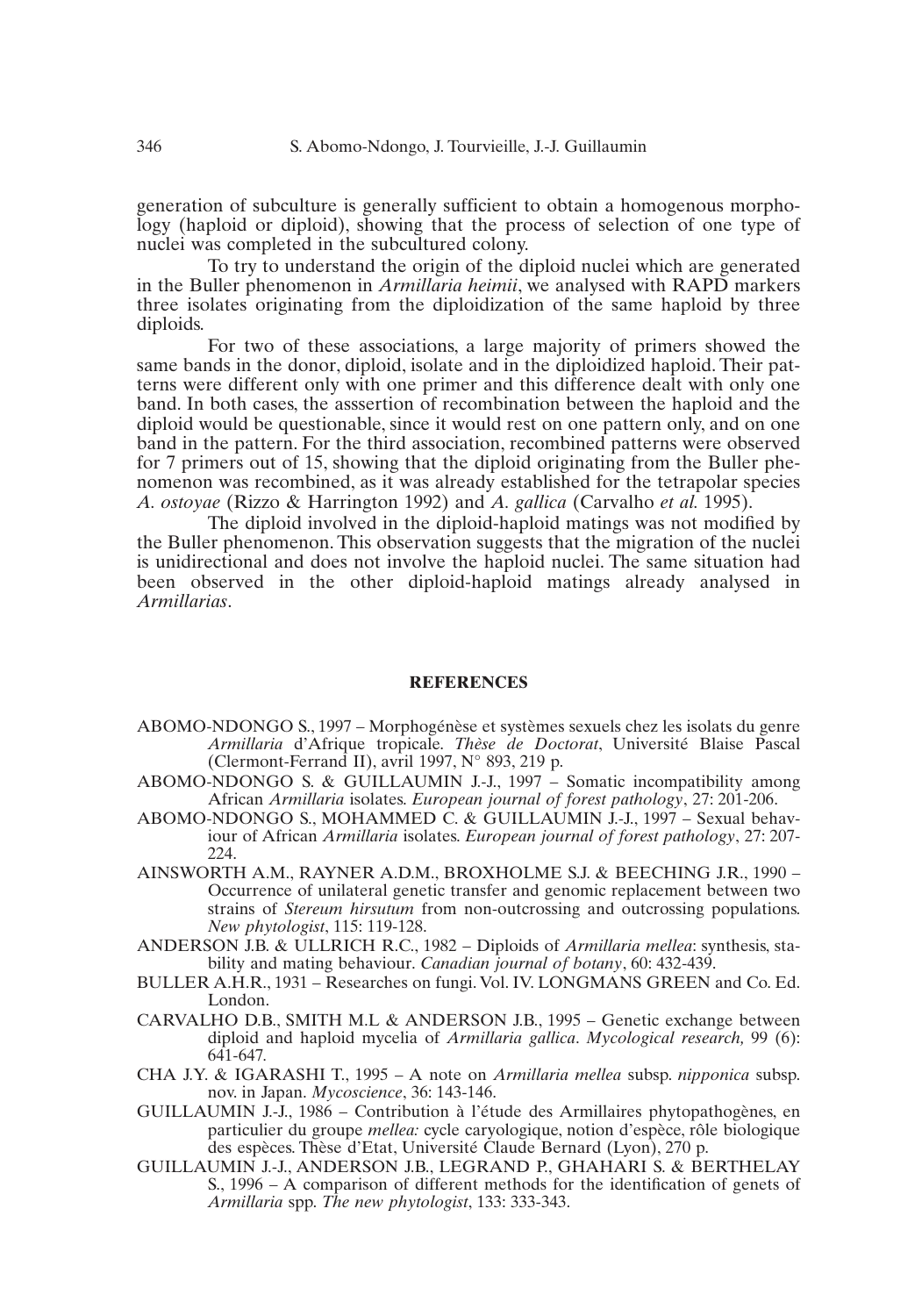generation of subculture is generally sufficient to obtain a homogenous morphology (haploid or diploid), showing that the process of selection of one type of nuclei was completed in the subcultured colony.

To try to understand the origin of the diploid nuclei which are generated in the Buller phenomenon in *Armillaria heimii*, we analysed with RAPD markers three isolates originating from the diploidization of the same haploid by three diploids.

For two of these associations, a large majority of primers showed the same bands in the donor, diploid, isolate and in the diploidized haploid. Their patterns were different only with one primer and this difference dealt with only one band. In both cases, the asssertion of recombination between the haploid and the diploid would be questionable, since it would rest on one pattern only, and on one band in the pattern. For the third association, recombined patterns were observed for 7 primers out of 15, showing that the diploid originating from the Buller phenomenon was recombined, as it was already established for the tetrapolar species *A. ostoyae* (Rizzo & Harrington 1992) and *A. gallica* (Carvalho *et al.* 1995).

The diploid involved in the diploid-haploid matings was not modified by the Buller phenomenon. This observation suggests that the migration of the nuclei is unidirectional and does not involve the haploid nuclei. The same situation had been observed in the other diploid-haploid matings already analysed in *Armillarias*.

## REFERENCES

ABOMO-NDONGO S., 1997 – Morphogénèse et systèmes sexuels chez les isolats du genre *Armillaria* d'Afrique tropicale. *Thèse de Doctorat*, Université Blaise Pascal (Clermont-Ferrand II), avril 1997, N° 893, 219 p.

ABOMO-NDONGO S. & GUILLAUMIN J.-J., 1997 – Somatic incompatibility among African *Armillaria* isolates. *European journal of forest pathology*, 27: 201-206.

ABOMO-NDONGO S., MOHAMMED C. & GUILLAUMIN J.-J., 1997 – Sexual behaviour of African *Armillaria* isolates. *European journal of forest pathology*, 27: 207-224.

AINSWORTH A.M., RAYNER A.D.M., BROXHOLME S.J. & BEECHING J.R., 1990 – Occurrence of unilateral genetic transfer and genomic replacement between two strains of *Stereum hirsutum* from non-outcrossing and outcrossing populations. *New phytologist*, 115: 119-128.

ANDERSON J.B. & ULLRICH R.C., 1982 – Diploids of *Armillaria mellea*: synthesis, stability and mating behaviour. *Canadian journal of botany*, 60: 432-439.

BULLER A.H.R., 1931 – Researches on fungi. Vol. IV. LONGMANS GREEN and Co. Ed. London.

CARVALHO D.B., SMITH M.L & ANDERSON J.B., 1995 – Genetic exchange between diploid and haploid mycelia of *Armillaria gallica*. *Mycological research,* 99 (6): 641-647.

CHA J.Y. & IGARASHI T., 1995 – A note on *Armillaria mellea* subsp. *nipponica* subsp. nov. in Japan. *Mycoscience*, 36: 143-146.

GUILLAUMIN J.-J., 1986 – Contribution à l'étude des Armillaires phytopathogènes, en particulier du groupe *mellea:* cycle caryologique, notion d'espèce, rôle biologique des espèces. Thèse d'Etat, Université Claude Bernard (Lyon), 270 p.

GUILLAUMIN J.-J., ANDERSON J.B., LEGRAND P., GHAHARI S. & BERTHELAY S., 1996 – A comparison of different methods for the identification of genets of *Armillaria* spp. *The new phytologist*, 133: 333-343.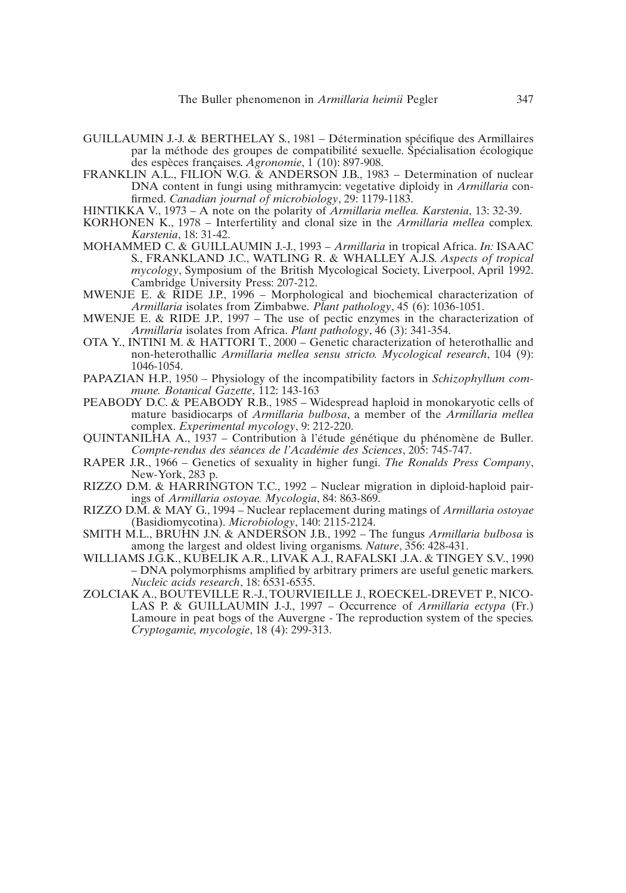GUILLAUMIN J.-J. & BERTHELAY S., 1981 – Détermination spécifique des Armillaires par la méthode des groupes de compatibilité sexuelle. Spécialisation écologique des espèces françaises. *Agronomie*, 1 (10): 897-908.

FRANKLIN A.L., FILION W.G. & ANDERSON J.B., 1983 – Determination of nuclear DNA content in fungi using mithramycin: vegetative diploidy in *Armillaria* confirmed. *Canadian journal of microbiology*, 29: 1179-1183.

HINTIKKA V., 1973 – A note on the polarity of *Armillaria mellea. Karstenia*, 13: 32-39.

KORHONEN K., 1978 – Interfertility and clonal size in the *Armillaria mellea* complex. *Karstenia*, 18: 31-42.

MOHAMMED C. & GUILLAUMIN J.-J., 1993 – *Armillaria* in tropical Africa. *In:* ISAAC S., FRANKLAND J.C., WATLING R. & WHALLEY A.J.S. *Aspects of tropical mycology*, Symposium of the British Mycological Society, Liverpool, April 1992. Cambridge University Press: 207-212.

MWENJE E. & RIDE J.P., 1996 – Morphological and biochemical characterization of *Armillaria* isolates from Zimbabwe. *Plant pathology*, 45 (6): 1036-1051.

MWENJE E. & RIDE J.P., 1997 – The use of pectic enzymes in the characterization of *Armillaria* isolates from Africa. *Plant pathology*, 46 (3): 341-354.

OTA Y., INTINI M. & HATTORI T., 2000 – Genetic characterization of heterothallic and non-heterothallic *Armillaria mellea sensu stricto. Mycological research*, 104 (9): 1046-1054.

PAPAZIAN H.P., 1950 – Physiology of the incompatibility factors in *Schizophyllum commune. Botanical Gazette*, 112: 143-163

PEABODY D.C. & PEABODY R.B., 1985 – Widespread haploid in monokaryotic cells of mature basidiocarps of *Armillaria bulbosa*, a member of the *Armillaria mellea* complex. *Experimental mycology*, 9: 212-220.

QUINTANILHA A., 1937 – Contribution à l'étude génétique du phénomène de Buller. *Compte-rendus des séances de l'Académie des Sciences*, 205: 745-747.

RAPER J.R., 1966 – Genetics of sexuality in higher fungi. *The Ronalds Press Company*, New-York, 283 p.

RIZZO D.M. & HARRINGTON T.C., 1992 – Nuclear migration in diploid-haploid pairings of *Armillaria ostoyae. Mycologia*, 84: 863-869.

RIZZO D.M. & MAY G., 1994 – Nuclear replacement during matings of *Armillaria ostoyae* (Basidiomycotina). *Microbiology*, 140: 2115-2124.

SMITH M.L., BRUHN J.N. & ANDERSON J.B., 1992 – The fungus *Armillaria bulbosa* is among the largest and oldest living organisms. *Nature*, 356: 428-431.

WILLIAMS J.G.K., KUBELIK A.R., LIVAK A.J., RAFALSKI .J.A. & TINGEY S.V., 1990 – DNA polymorphisms amplified by arbitrary primers are useful genetic markers. *Nucleic acids research*, 18: 6531-6535.

ZOLCIAK A., BOUTEVILLE R.-J., TOURVIEILLE J., ROECKEL-DREVET P., NICOLAS P. & GUILLAUMIN J.-J., 1997 – Occurrence of *Armillaria ectypa* (Fr.) Lamoure in peat bogs of the Auvergne - The reproduction system of the species. *Cryptogamie, mycologie*, 18 (4): 299-313.